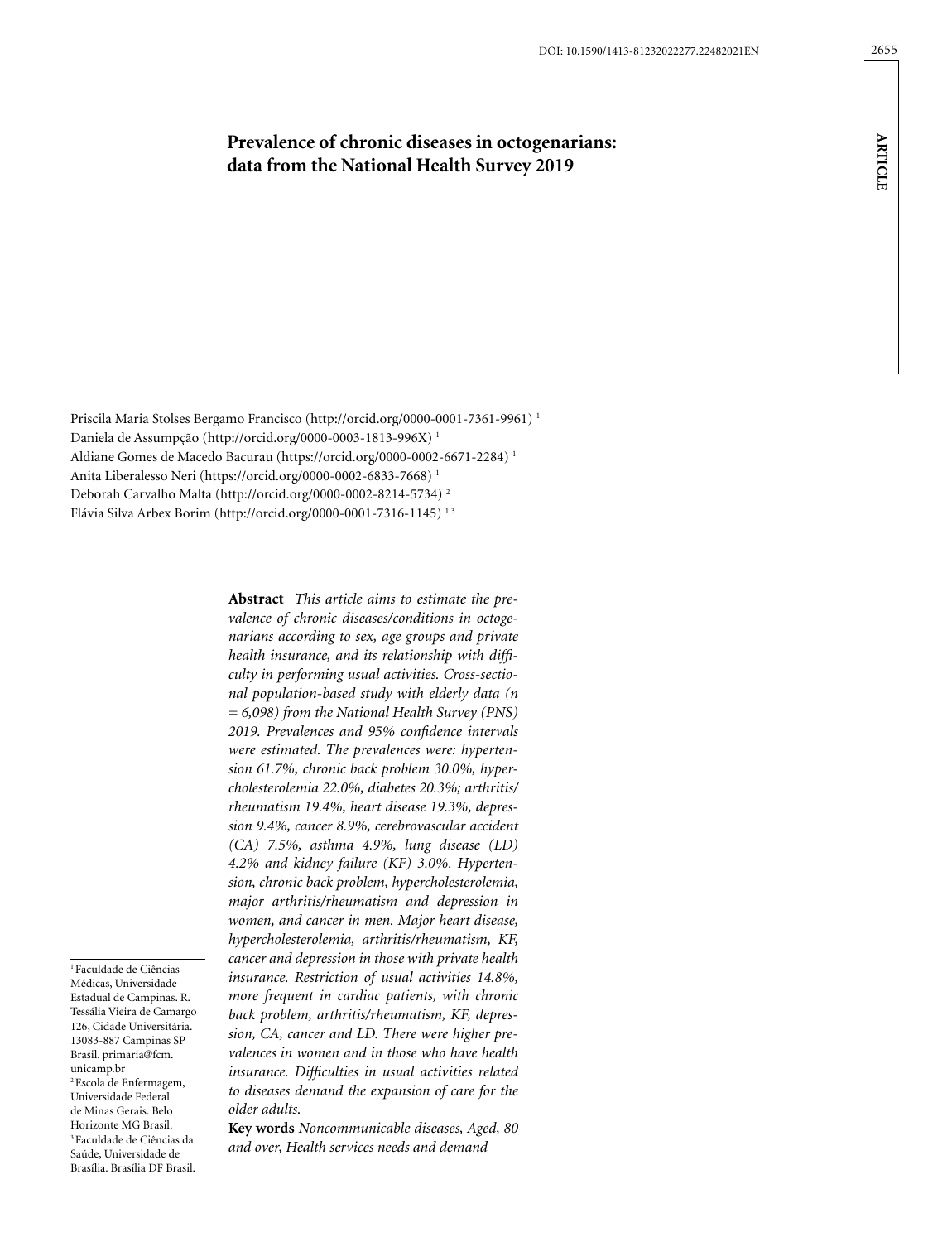# Prevalence of chronic diseases in octogenarians: data from the National Health Survey 2019

Priscila Maria Stolses Bergamo Francisco (http://orcid.org/0000-0001-7361-9961) [1]
Daniela de Assumpção (http://orcid.org/0000-0003-1813-996X) [1]
Aldiane Gomes de Macedo Bacurau (https://orcid.org/0000-0002-6671-2284) [1]
Anita Liberalesso Neri (https://orcid.org/0000-0002-6833-7668) [1]
Deborah Carvalho Malta (http://orcid.org/0000-0002-8214-5734) [2]
Flávia Silva Arbex Borim (http://orcid.org/0000-0001-7316-1145) [1,3]

[1] Faculdade de Ciências Médicas, Universidade Estadual de Campinas. R. Tessália Vieira de Camargo 126, Cidade Universitária. 13083-887 Campinas SP Brasil. primaria@fcm.unicamp.br
[2] Escola de Enfermagem, Universidade Federal de Minas Gerais. Belo Horizonte MG Brasil.
[3] Faculdade de Ciências da Saúde, Universidade de Brasília. Brasília DF Brasil.

**Abstract** *This article aims to estimate the prevalence of chronic diseases/conditions in octogenarians according to sex, age groups and private health insurance, and its relationship with difficulty in performing usual activities. Cross-sectional population-based study with elderly data (n = 6,098) from the National Health Survey (PNS) 2019. Prevalences and 95% confidence intervals were estimated. The prevalences were: hypertension 61.7%, chronic back problem 30.0%, hypercholesterolemia 22.0%, diabetes 20.3%; arthritis/rheumatism 19.4%, heart disease 19.3%, depression 9.4%, cancer 8.9%, cerebrovascular accident (CA) 7.5%, asthma 4.9%, lung disease (LD) 4.2% and kidney failure (KF) 3.0%. Hypertension, chronic back problem, hypercholesterolemia, major arthritis/rheumatism and depression in women, and cancer in men. Major heart disease, hypercholesterolemia, arthritis/rheumatism, KF, cancer and depression in those with private health insurance. Restriction of usual activities 14.8%, more frequent in cardiac patients, with chronic back problem, arthritis/rheumatism, KF, depression, CA, cancer and LD. There were higher prevalences in women and in those who have health insurance. Difficulties in usual activities related to diseases demand the expansion of care for the older adults.*

**Key words** *Noncommunicable diseases, Aged, 80 and over, Health services needs and demand*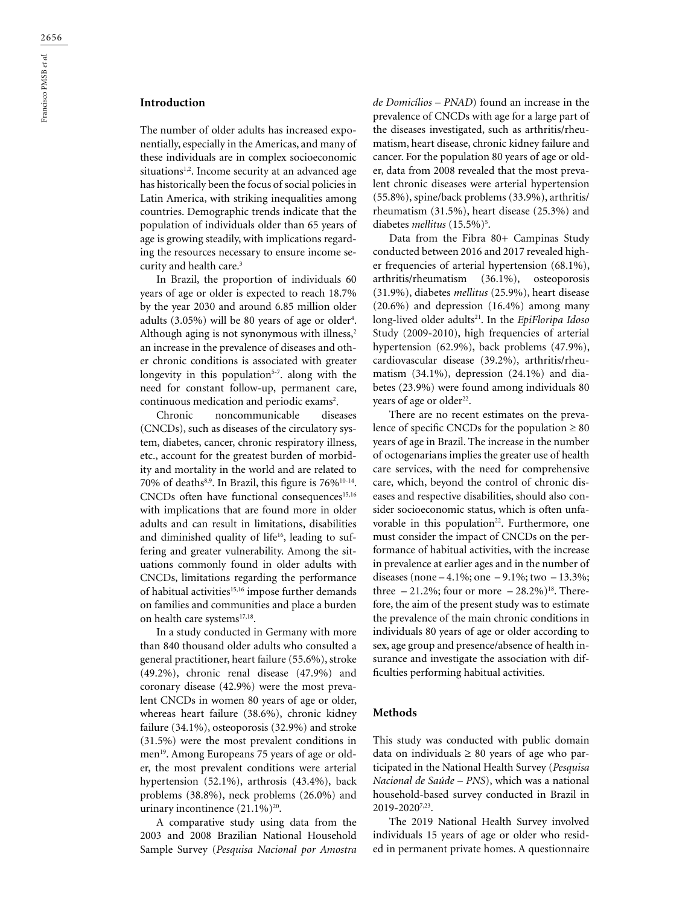## Introduction

The number of older adults has increased exponentially, especially in the Americas, and many of these individuals are in complex socioeconomic situations[1,2]. Income security at an advanced age has historically been the focus of social policies in Latin America, with striking inequalities among countries. Demographic trends indicate that the population of individuals older than 65 years of age is growing steadily, with implications regarding the resources necessary to ensure income security and health care.[3]

In Brazil, the proportion of individuals 60 years of age or older is expected to reach 18.7% by the year 2030 and around 6.85 million older adults (3.05%) will be 80 years of age or older[4]. Although aging is not synonymous with illness,[2] an increase in the prevalence of diseases and other chronic conditions is associated with greater longevity in this population[5-7]. along with the need for constant follow-up, permanent care, continuous medication and periodic exams[2].

Chronic noncommunicable diseases (CNCDs), such as diseases of the circulatory system, diabetes, cancer, chronic respiratory illness, etc., account for the greatest burden of morbidity and mortality in the world and are related to 70% of deaths[8,9]. In Brazil, this figure is 76%[10-14]. CNCDs often have functional consequences[15,16] with implications that are found more in older adults and can result in limitations, disabilities and diminished quality of life[16], leading to suffering and greater vulnerability. Among the situations commonly found in older adults with CNCDs, limitations regarding the performance of habitual activities[15,16] impose further demands on families and communities and place a burden on health care systems[17,18].

In a study conducted in Germany with more than 840 thousand older adults who consulted a general practitioner, heart failure (55.6%), stroke (49.2%), chronic renal disease (47.9%) and coronary disease (42.9%) were the most prevalent CNCDs in women 80 years of age or older, whereas heart failure (38.6%), chronic kidney failure (34.1%), osteoporosis (32.9%) and stroke (31.5%) were the most prevalent conditions in men[19]. Among Europeans 75 years of age or older, the most prevalent conditions were arterial hypertension (52.1%), arthrosis (43.4%), back problems (38.8%), neck problems (26.0%) and urinary incontinence (21.1%)[20].

A comparative study using data from the 2003 and 2008 Brazilian National Household Sample Survey (*Pesquisa Nacional por Amostra de Domicílios – PNAD*) found an increase in the prevalence of CNCDs with age for a large part of the diseases investigated, such as arthritis/rheumatism, heart disease, chronic kidney failure and cancer. For the population 80 years of age or older, data from 2008 revealed that the most prevalent chronic diseases were arterial hypertension (55.8%), spine/back problems (33.9%), arthritis/rheumatism (31.5%), heart disease (25.3%) and diabetes *mellitus* (15.5%)[5].

Data from the Fibra 80+ Campinas Study conducted between 2016 and 2017 revealed higher frequencies of arterial hypertension (68.1%), arthritis/rheumatism (36.1%), osteoporosis (31.9%), diabetes *mellitus* (25.9%), heart disease (20.6%) and depression (16.4%) among many long-lived older adults[21]. In the *EpiFloripa Idoso* Study (2009-2010), high frequencies of arterial hypertension (62.9%), back problems (47.9%), cardiovascular disease (39.2%), arthritis/rheumatism (34.1%), depression (24.1%) and diabetes (23.9%) were found among individuals 80 years of age or older[22].

There are no recent estimates on the prevalence of specific CNCDs for the population ≥ 80 years of age in Brazil. The increase in the number of octogenarians implies the greater use of health care services, with the need for comprehensive care, which, beyond the control of chronic diseases and respective disabilities, should also consider socioeconomic status, which is often unfavorable in this population[22]. Furthermore, one must consider the impact of CNCDs on the performance of habitual activities, with the increase in prevalence at earlier ages and in the number of diseases (none – 4.1%; one – 9.1%; two – 13.3%; three – 21.2%; four or more – 28.2%)[18]. Therefore, the aim of the present study was to estimate the prevalence of the main chronic conditions in individuals 80 years of age or older according to sex, age group and presence/absence of health insurance and investigate the association with difficulties performing habitual activities.

## Methods

This study was conducted with public domain data on individuals ≥ 80 years of age who participated in the National Health Survey (*Pesquisa Nacional de Saúde – PNS*), which was a national household-based survey conducted in Brazil in 2019-2020[7,23].

The 2019 National Health Survey involved individuals 15 years of age or older who resided in permanent private homes. A questionnaire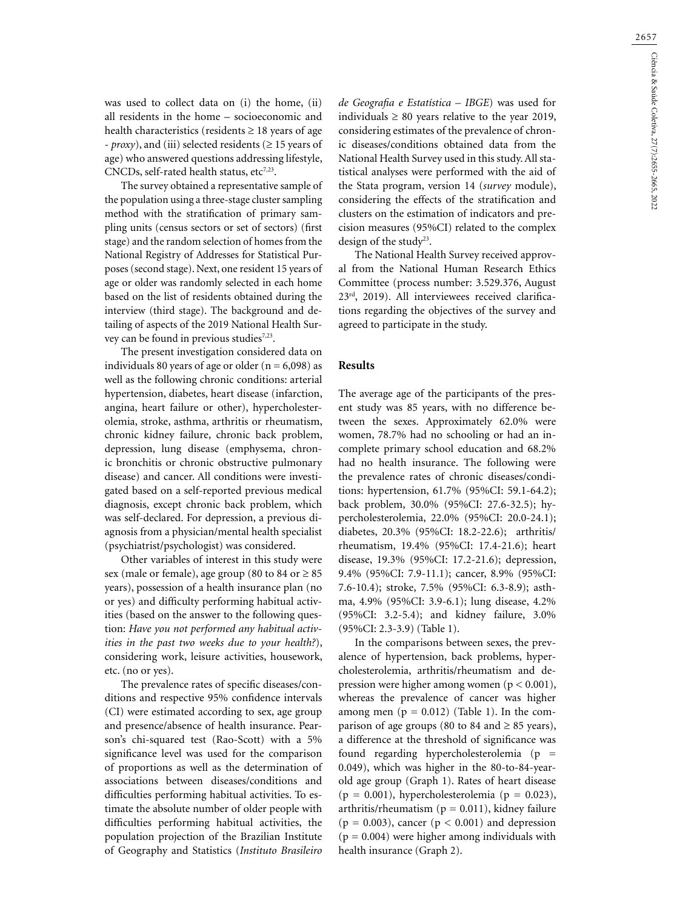was used to collect data on (i) the home, (ii) all residents in the home – socioeconomic and health characteristics (residents ≥ 18 years of age - *proxy*), and (iii) selected residents (≥ 15 years of age) who answered questions addressing lifestyle, CNCDs, self-rated health status, etc[7,23].

The survey obtained a representative sample of the population using a three-stage cluster sampling method with the stratification of primary sampling units (census sectors or set of sectors) (first stage) and the random selection of homes from the National Registry of Addresses for Statistical Purposes (second stage). Next, one resident 15 years of age or older was randomly selected in each home based on the list of residents obtained during the interview (third stage). The background and detailing of aspects of the 2019 National Health Survey can be found in previous studies[7,23].

The present investigation considered data on individuals 80 years of age or older (n = 6,098) as well as the following chronic conditions: arterial hypertension, diabetes, heart disease (infarction, angina, heart failure or other), hypercholesterolemia, stroke, asthma, arthritis or rheumatism, chronic kidney failure, chronic back problem, depression, lung disease (emphysema, chronic bronchitis or chronic obstructive pulmonary disease) and cancer. All conditions were investigated based on a self-reported previous medical diagnosis, except chronic back problem, which was self-declared. For depression, a previous diagnosis from a physician/mental health specialist (psychiatrist/psychologist) was considered.

Other variables of interest in this study were sex (male or female), age group (80 to 84 or ≥ 85 years), possession of a health insurance plan (no or yes) and difficulty performing habitual activities (based on the answer to the following question: *Have you not performed any habitual activities in the past two weeks due to your health?*), considering work, leisure activities, housework, etc. (no or yes).

The prevalence rates of specific diseases/conditions and respective 95% confidence intervals (CI) were estimated according to sex, age group and presence/absence of health insurance. Pearson's chi-squared test (Rao-Scott) with a 5% significance level was used for the comparison of proportions as well as the determination of associations between diseases/conditions and difficulties performing habitual activities. To estimate the absolute number of older people with difficulties performing habitual activities, the population projection of the Brazilian Institute of Geography and Statistics (*Instituto Brasileiro de Geografia e Estatística – IBGE*) was used for individuals ≥ 80 years relative to the year 2019, considering estimates of the prevalence of chronic diseases/conditions obtained data from the National Health Survey used in this study. All statistical analyses were performed with the aid of the Stata program, version 14 (*survey* module), considering the effects of the stratification and clusters on the estimation of indicators and precision measures (95%CI) related to the complex design of the study[23].

The National Health Survey received approval from the National Human Research Ethics Committee (process number: 3.529.376, August 23rd, 2019). All interviewees received clarifications regarding the objectives of the survey and agreed to participate in the study.

## Results

The average age of the participants of the present study was 85 years, with no difference between the sexes. Approximately 62.0% were women, 78.7% had no schooling or had an incomplete primary school education and 68.2% had no health insurance. The following were the prevalence rates of chronic diseases/conditions: hypertension, 61.7% (95%CI: 59.1-64.2); back problem, 30.0% (95%CI: 27.6-32.5); hypercholesterolemia, 22.0% (95%CI: 20.0-24.1); diabetes, 20.3% (95%CI: 18.2-22.6); arthritis/rheumatism, 19.4% (95%CI: 17.4-21.6); heart disease, 19.3% (95%CI: 17.2-21.6); depression, 9.4% (95%CI: 7.9-11.1); cancer, 8.9% (95%CI: 7.6-10.4); stroke, 7.5% (95%CI: 6.3-8.9); asthma, 4.9% (95%CI: 3.9-6.1); lung disease, 4.2% (95%CI: 3.2-5.4); and kidney failure, 3.0% (95%CI: 2.3-3.9) (Table 1).

In the comparisons between sexes, the prevalence of hypertension, back problems, hypercholesterolemia, arthritis/rheumatism and depression were higher among women ($p < 0.001$), whereas the prevalence of cancer was higher among men ($p = 0.012$) (Table 1). In the comparison of age groups (80 to 84 and ≥ 85 years), a difference at the threshold of significance was found regarding hypercholesterolemia ($p = 0.049$), which was higher in the 80-to-84-year-old age group (Graph 1). Rates of heart disease ($p = 0.001$), hypercholesterolemia ($p = 0.023$), arthritis/rheumatism ($p = 0.011$), kidney failure ($p = 0.003$), cancer ($p < 0.001$) and depression ($p = 0.004$) were higher among individuals with health insurance (Graph 2).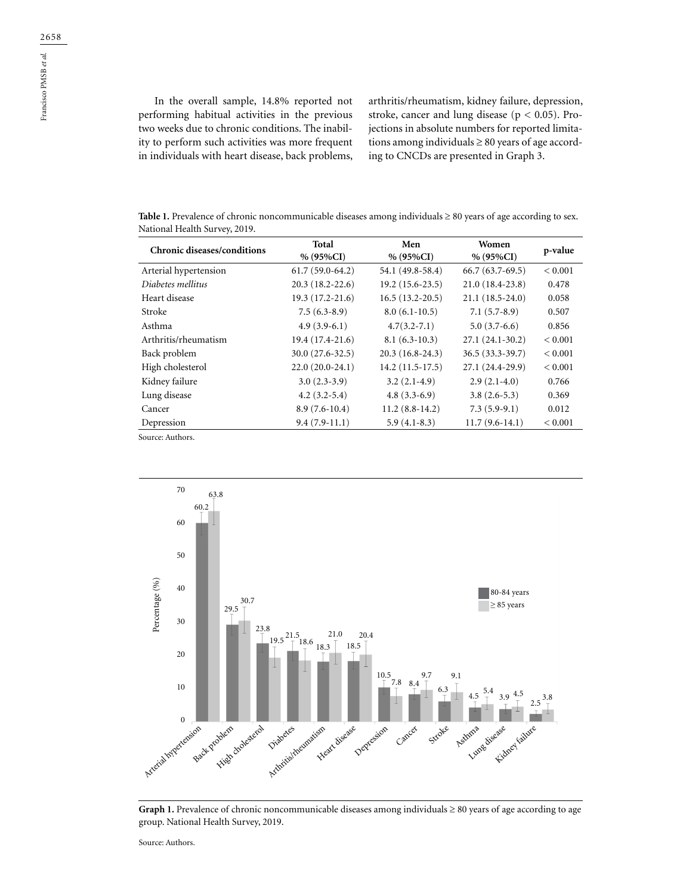In the overall sample, 14.8% reported not performing habitual activities in the previous two weeks due to chronic conditions. The inability to perform such activities was more frequent in individuals with heart disease, back problems, arthritis/rheumatism, kidney failure, depression, stroke, cancer and lung disease ($p < 0.05$). Projections in absolute numbers for reported limitations among individuals ≥ 80 years of age according to CNCDs are presented in Graph 3.

**Table 1.** Prevalence of chronic noncommunicable diseases among individuals ≥ 80 years of age according to sex. National Health Survey, 2019.

| Chronic diseases/conditions | Total % (95%CI) | Men % (95%CI) | Women % (95%CI) | p-value |
|---|---|---|---|---|
| Arterial hypertension | 61.7 (59.0-64.2) | 54.1 (49.8-58.4) | 66.7 (63.7-69.5) | < 0.001 |
| *Diabetes mellitus* | 20.3 (18.2-22.6) | 19.2 (15.6-23.5) | 21.0 (18.4-23.8) | 0.478 |
| Heart disease | 19.3 (17.2-21.6) | 16.5 (13.2-20.5) | 21.1 (18.5-24.0) | 0.058 |
| Stroke | 7.5 (6.3-8.9) | 8.0 (6.1-10.5) | 7.1 (5.7-8.9) | 0.507 |
| Asthma | 4.9 (3.9-6.1) | 4.7(3.2-7.1) | 5.0 (3.7-6.6) | 0.856 |
| Arthritis/rheumatism | 19.4 (17.4-21.6) | 8.1 (6.3-10.3) | 27.1 (24.1-30.2) | < 0.001 |
| Back problem | 30.0 (27.6-32.5) | 20.3 (16.8-24.3) | 36.5 (33.3-39.7) | < 0.001 |
| High cholesterol | 22.0 (20.0-24.1) | 14.2 (11.5-17.5) | 27.1 (24.4-29.9) | < 0.001 |
| Kidney failure | 3.0 (2.3-3.9) | 3.2 (2.1-4.9) | 2.9 (2.1-4.0) | 0.766 |
| Lung disease | 4.2 (3.2-5.4) | 4.8 (3.3-6.9) | 3.8 (2.6-5.3) | 0.369 |
| Cancer | 8.9 (7.6-10.4) | 11.2 (8.8-14.2) | 7.3 (5.9-9.1) | 0.012 |
| Depression | 9.4 (7.9-11.1) | 5.9 (4.1-8.3) | 11.7 (9.6-14.1) | < 0.001 |

Source: Authors.

| Condition | 80-84 years (%) | ≥ 85 years (%) |
|---|---|---|
| Arterial hypertension | 60.2 | 63.8 |
| Back problem | 29.5 | 30.7 |
| High cholesterol | 23.8 | 19.5 |
| Diabetes | 21.5 | 18.6 |
| Arthritis/rheumatism | 18.3 | 21.0 |
| Heart disease | 18.5 | 20.4 |
| Depression | 10.5 | 7.8 |
| Cancer | 8.4 | 9.7 |
| Stroke | 6.3 | 9.1 |
| Asthma | 4.5 | 5.4 |
| Lung disease | 3.9 | 4.5 |
| Kidney failure | 2.5 | 3.8 |

**Graph 1.** Prevalence of chronic noncommunicable diseases among individuals ≥ 80 years of age according to age group. National Health Survey, 2019.

Source: Authors.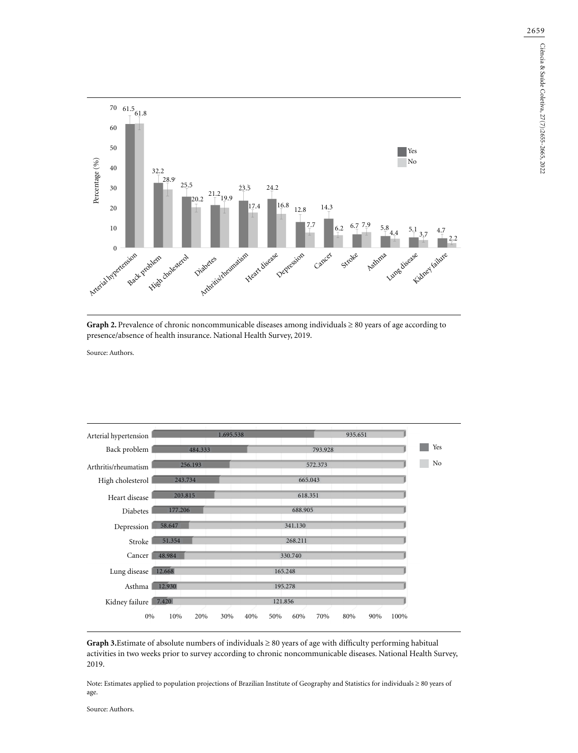Graph 2. Prevalence of chronic noncommunicable diseases among individuals ≥ 80 years of age according to presence/absence of health insurance. National Health Survey, 2019.

| Disease | Yes (%) | No (%) |
|---|---|---|
| Arterial hypertension | 61.5 | 61.8 |
| Back problem | 32.2 | 28.9 |
| High cholesterol | 25.5 | 20.2 |
| Diabetes | 21.2 | 19.9 |
| Arthritis/rheumatism | 23.5 | 17.4 |
| Heart disease | 24.2 | 16.8 |
| Depression | 12.8 | 7.7 |
| Cancer | 14.3 | 6.2 |
| Stroke | 6.7 | 7.9 |
| Asthma | 5.8 | 4.4 |
| Lung disease | 5.1 | 3.7 |
| Kidney failure | 4.7 | 2.2 |

**Graph 2.** Prevalence of chronic noncommunicable diseases among individuals ≥ 80 years of age according to presence/absence of health insurance. National Health Survey, 2019.

Source: Authors.

| Disease | Yes | No |
|---|---|---|
| Arterial hypertension | 1.695.538 | 935.651 |
| Back problem | 484.333 | 793.928 |
| Arthritis/rheumatism | 256.193 | 572.373 |
| High cholesterol | 243.734 | 665.043 |
| Heart disease | 203.815 | 618.351 |
| Diabetes | 177.206 | 688.905 |
| Depression | 58.647 | 341.130 |
| Stroke | 51.354 | 268.211 |
| Cancer | 48.984 | 330.740 |
| Lung disease | 12.668 | 165.248 |
| Asthma | 12.930 | 195.278 |
| Kidney failure | 7.420 | 121.856 |

**Graph 3.** Estimate of absolute numbers of individuals ≥ 80 years of age with difficulty performing habitual activities in two weeks prior to survey according to chronic noncommunicable diseases. National Health Survey, 2019.

Note: Estimates applied to population projections of Brazilian Institute of Geography and Statistics for individuals ≥ 80 years of age.

Source: Authors.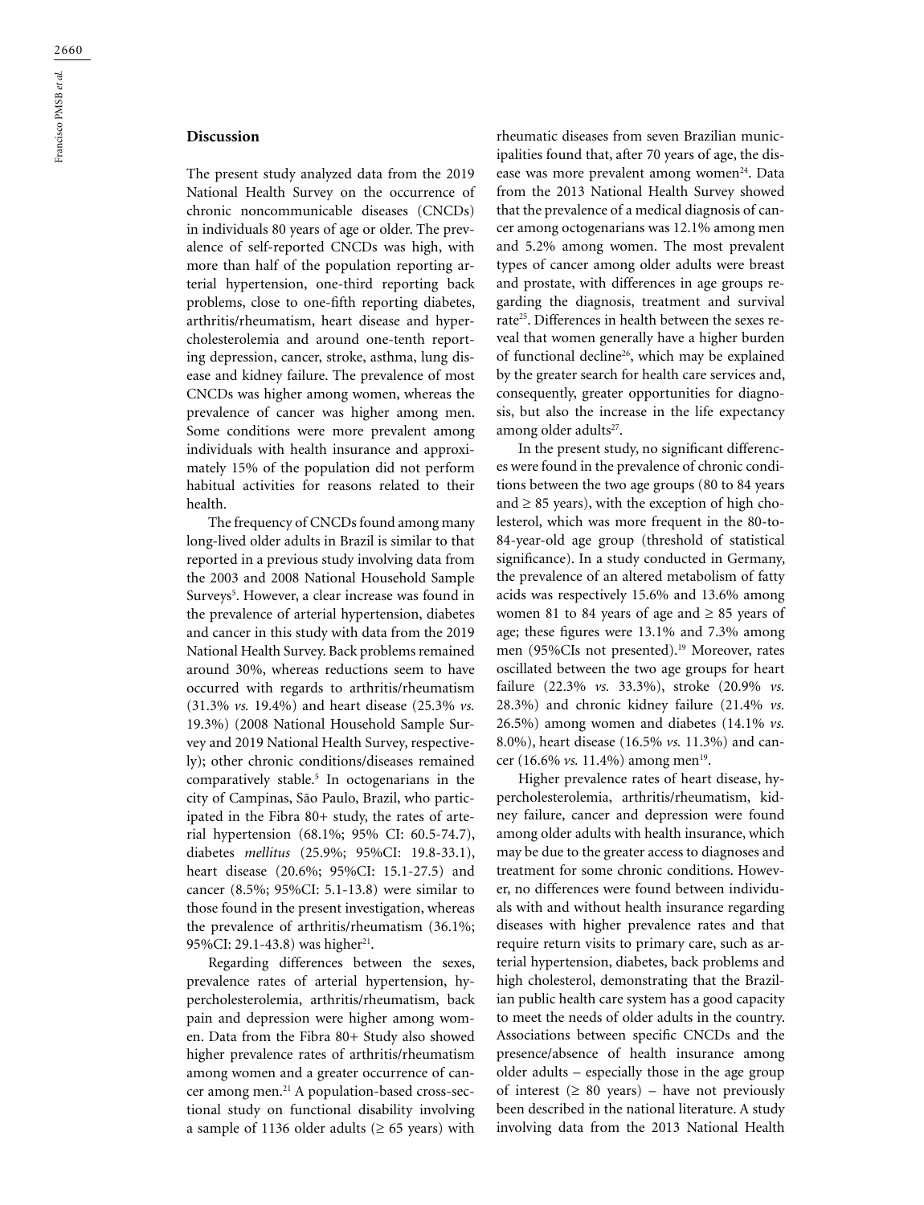## Discussion

The present study analyzed data from the 2019 National Health Survey on the occurrence of chronic noncommunicable diseases (CNCDs) in individuals 80 years of age or older. The prevalence of self-reported CNCDs was high, with more than half of the population reporting arterial hypertension, one-third reporting back problems, close to one-fifth reporting diabetes, arthritis/rheumatism, heart disease and hypercholesterolemia and around one-tenth reporting depression, cancer, stroke, asthma, lung disease and kidney failure. The prevalence of most CNCDs was higher among women, whereas the prevalence of cancer was higher among men. Some conditions were more prevalent among individuals with health insurance and approximately 15% of the population did not perform habitual activities for reasons related to their health.

The frequency of CNCDs found among many long-lived older adults in Brazil is similar to that reported in a previous study involving data from the 2003 and 2008 National Household Sample Surveys[5]. However, a clear increase was found in the prevalence of arterial hypertension, diabetes and cancer in this study with data from the 2019 National Health Survey. Back problems remained around 30%, whereas reductions seem to have occurred with regards to arthritis/rheumatism (31.3% *vs.* 19.4%) and heart disease (25.3% *vs.* 19.3%) (2008 National Household Sample Survey and 2019 National Health Survey, respectively); other chronic conditions/diseases remained comparatively stable.[5] In octogenarians in the city of Campinas, São Paulo, Brazil, who participated in the Fibra 80+ study, the rates of arterial hypertension (68.1%; 95% CI: 60.5-74.7), diabetes *mellitus* (25.9%; 95%CI: 19.8-33.1), heart disease (20.6%; 95%CI: 15.1-27.5) and cancer (8.5%; 95%CI: 5.1-13.8) were similar to those found in the present investigation, whereas the prevalence of arthritis/rheumatism (36.1%; 95%CI: 29.1-43.8) was higher[21].

Regarding differences between the sexes, prevalence rates of arterial hypertension, hypercholesterolemia, arthritis/rheumatism, back pain and depression were higher among women. Data from the Fibra 80+ Study also showed higher prevalence rates of arthritis/rheumatism among women and a greater occurrence of cancer among men.[21] A population-based cross-sectional study on functional disability involving a sample of 1136 older adults (≥ 65 years) with rheumatic diseases from seven Brazilian municipalities found that, after 70 years of age, the disease was more prevalent among women[24]. Data from the 2013 National Health Survey showed that the prevalence of a medical diagnosis of cancer among octogenarians was 12.1% among men and 5.2% among women. The most prevalent types of cancer among older adults were breast and prostate, with differences in age groups regarding the diagnosis, treatment and survival rate[25]. Differences in health between the sexes reveal that women generally have a higher burden of functional decline[26], which may be explained by the greater search for health care services and, consequently, greater opportunities for diagnosis, but also the increase in the life expectancy among older adults[27].

In the present study, no significant differences were found in the prevalence of chronic conditions between the two age groups (80 to 84 years and ≥ 85 years), with the exception of high cholesterol, which was more frequent in the 80-to-84-year-old age group (threshold of statistical significance). In a study conducted in Germany, the prevalence of an altered metabolism of fatty acids was respectively 15.6% and 13.6% among women 81 to 84 years of age and ≥ 85 years of age; these figures were 13.1% and 7.3% among men (95%CIs not presented).[19] Moreover, rates oscillated between the two age groups for heart failure (22.3% *vs.* 33.3%), stroke (20.9% *vs.* 28.3%) and chronic kidney failure (21.4% *vs.* 26.5%) among women and diabetes (14.1% *vs.* 8.0%), heart disease (16.5% *vs.* 11.3%) and cancer (16.6% *vs.* 11.4%) among men[19].

Higher prevalence rates of heart disease, hypercholesterolemia, arthritis/rheumatism, kidney failure, cancer and depression were found among older adults with health insurance, which may be due to the greater access to diagnoses and treatment for some chronic conditions. However, no differences were found between individuals with and without health insurance regarding diseases with higher prevalence rates and that require return visits to primary care, such as arterial hypertension, diabetes, back problems and high cholesterol, demonstrating that the Brazilian public health care system has a good capacity to meet the needs of older adults in the country. Associations between specific CNCDs and the presence/absence of health insurance among older adults – especially those in the age group of interest (≥ 80 years) – have not previously been described in the national literature. A study involving data from the 2013 National Health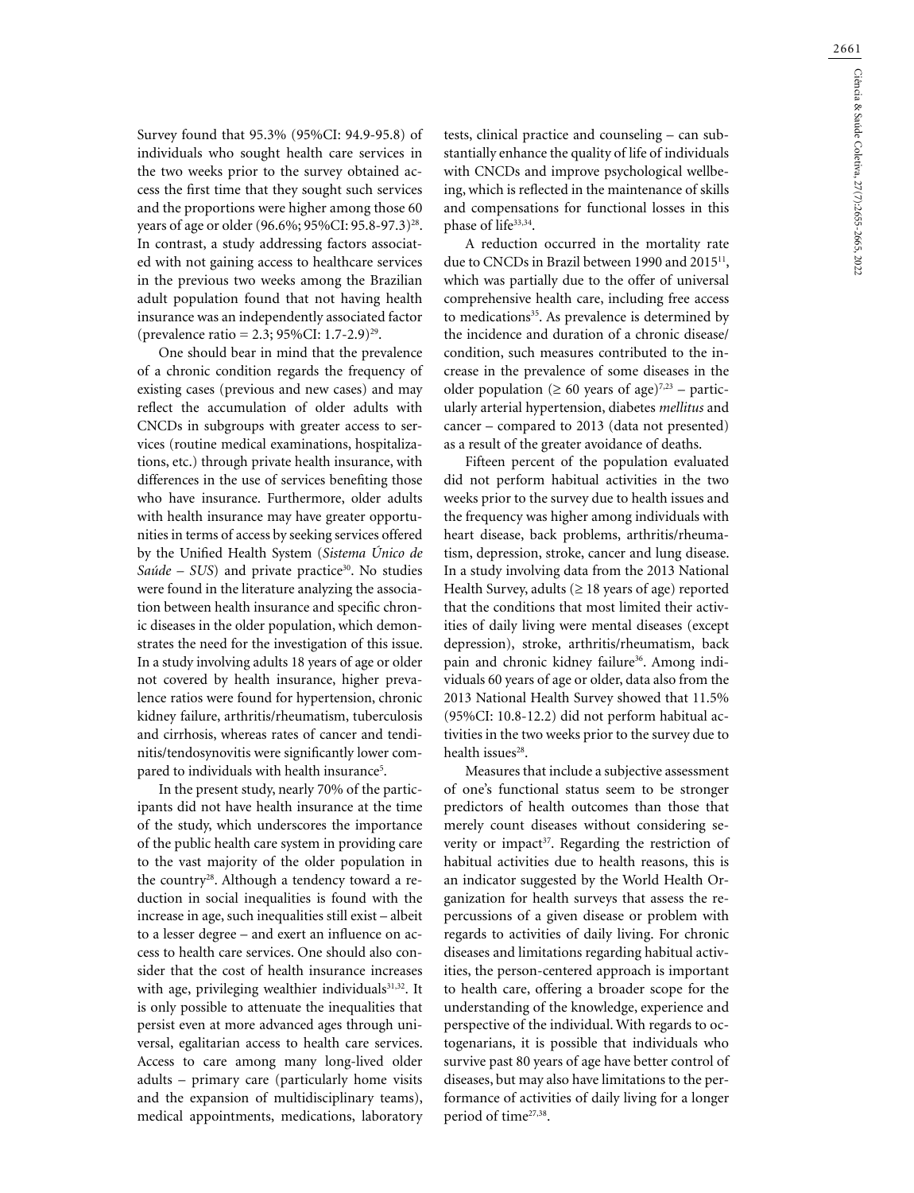Survey found that 95.3% (95%CI: 94.9-95.8) of individuals who sought health care services in the two weeks prior to the survey obtained access the first time that they sought such services and the proportions were higher among those 60 years of age or older (96.6%; 95%CI: 95.8-97.3)[28]. In contrast, a study addressing factors associated with not gaining access to healthcare services in the previous two weeks among the Brazilian adult population found that not having health insurance was an independently associated factor (prevalence ratio = 2.3; 95%CI: 1.7-2.9)[29].

One should bear in mind that the prevalence of a chronic condition regards the frequency of existing cases (previous and new cases) and may reflect the accumulation of older adults with CNCDs in subgroups with greater access to services (routine medical examinations, hospitalizations, etc.) through private health insurance, with differences in the use of services benefiting those who have insurance. Furthermore, older adults with health insurance may have greater opportunities in terms of access by seeking services offered by the Unified Health System (*Sistema Único de Saúde – SUS*) and private practice[30]. No studies were found in the literature analyzing the association between health insurance and specific chronic diseases in the older population, which demonstrates the need for the investigation of this issue. In a study involving adults 18 years of age or older not covered by health insurance, higher prevalence ratios were found for hypertension, chronic kidney failure, arthritis/rheumatism, tuberculosis and cirrhosis, whereas rates of cancer and tendinitis/tendosynovitis were significantly lower compared to individuals with health insurance[5].

In the present study, nearly 70% of the participants did not have health insurance at the time of the study, which underscores the importance of the public health care system in providing care to the vast majority of the older population in the country[28]. Although a tendency toward a reduction in social inequalities is found with the increase in age, such inequalities still exist – albeit to a lesser degree – and exert an influence on access to health care services. One should also consider that the cost of health insurance increases with age, privileging wealthier individuals[31,32]. It is only possible to attenuate the inequalities that persist even at more advanced ages through universal, egalitarian access to health care services. Access to care among many long-lived older adults – primary care (particularly home visits and the expansion of multidisciplinary teams), medical appointments, medications, laboratory tests, clinical practice and counseling – can substantially enhance the quality of life of individuals with CNCDs and improve psychological wellbeing, which is reflected in the maintenance of skills and compensations for functional losses in this phase of life[33,34].

A reduction occurred in the mortality rate due to CNCDs in Brazil between 1990 and 2015[11], which was partially due to the offer of universal comprehensive health care, including free access to medications[35]. As prevalence is determined by the incidence and duration of a chronic disease/condition, such measures contributed to the increase in the prevalence of some diseases in the older population (≥ 60 years of age)[7,23] – particularly arterial hypertension, diabetes *mellitus* and cancer – compared to 2013 (data not presented) as a result of the greater avoidance of deaths.

Fifteen percent of the population evaluated did not perform habitual activities in the two weeks prior to the survey due to health issues and the frequency was higher among individuals with heart disease, back problems, arthritis/rheumatism, depression, stroke, cancer and lung disease. In a study involving data from the 2013 National Health Survey, adults (≥ 18 years of age) reported that the conditions that most limited their activities of daily living were mental diseases (except depression), stroke, arthritis/rheumatism, back pain and chronic kidney failure[36]. Among individuals 60 years of age or older, data also from the 2013 National Health Survey showed that 11.5% (95%CI: 10.8-12.2) did not perform habitual activities in the two weeks prior to the survey due to health issues[28].

Measures that include a subjective assessment of one's functional status seem to be stronger predictors of health outcomes than those that merely count diseases without considering severity or impact[37]. Regarding the restriction of habitual activities due to health reasons, this is an indicator suggested by the World Health Organization for health surveys that assess the repercussions of a given disease or problem with regards to activities of daily living. For chronic diseases and limitations regarding habitual activities, the person-centered approach is important to health care, offering a broader scope for the understanding of the knowledge, experience and perspective of the individual. With regards to octogenarians, it is possible that individuals who survive past 80 years of age have better control of diseases, but may also have limitations to the performance of activities of daily living for a longer period of time[27,38].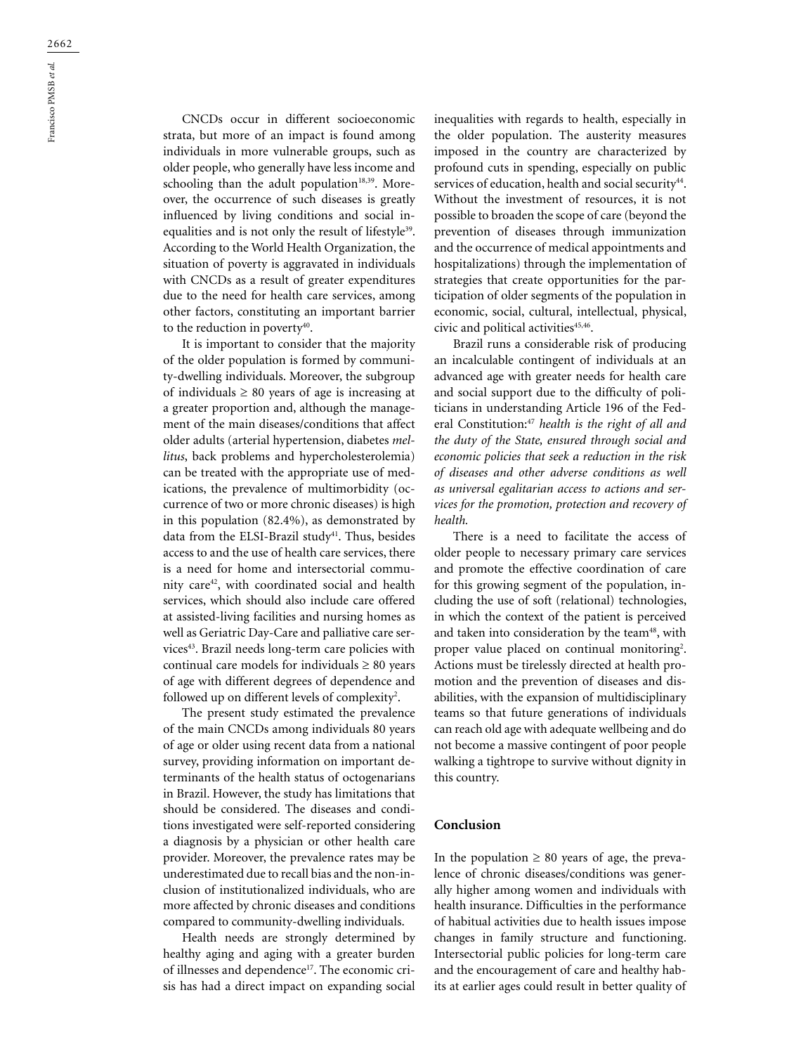CNCDs occur in different socioeconomic strata, but more of an impact is found among individuals in more vulnerable groups, such as older people, who generally have less income and schooling than the adult population[18,39]. Moreover, the occurrence of such diseases is greatly influenced by living conditions and social inequalities and is not only the result of lifestyle[39]. According to the World Health Organization, the situation of poverty is aggravated in individuals with CNCDs as a result of greater expenditures due to the need for health care services, among other factors, constituting an important barrier to the reduction in poverty[40].

It is important to consider that the majority of the older population is formed by community-dwelling individuals. Moreover, the subgroup of individuals ≥ 80 years of age is increasing at a greater proportion and, although the management of the main diseases/conditions that affect older adults (arterial hypertension, diabetes *mellitus*, back problems and hypercholesterolemia) can be treated with the appropriate use of medications, the prevalence of multimorbidity (occurrence of two or more chronic diseases) is high in this population (82.4%), as demonstrated by data from the ELSI-Brazil study[41]. Thus, besides access to and the use of health care services, there is a need for home and intersectoral community care[42], with coordinated social and health services, which should also include care offered at assisted-living facilities and nursing homes as well as Geriatric Day-Care and palliative care services[43]. Brazil needs long-term care policies with continual care models for individuals ≥ 80 years of age with different degrees of dependence and followed up on different levels of complexity[2].

The present study estimated the prevalence of the main CNCDs among individuals 80 years of age or older using recent data from a national survey, providing information on important determinants of the health status of octogenarians in Brazil. However, the study has limitations that should be considered. The diseases and conditions investigated were self-reported considering a diagnosis by a physician or other health care provider. Moreover, the prevalence rates may be underestimated due to recall bias and the non-inclusion of institutionalized individuals, who are more affected by chronic diseases and conditions compared to community-dwelling individuals.

Health needs are strongly determined by healthy aging and aging with a greater burden of illnesses and dependence[17]. The economic crisis has had a direct impact on expanding social inequalities with regards to health, especially in the older population. The austerity measures imposed in the country are characterized by profound cuts in spending, especially on public services of education, health and social security[44]. Without the investment of resources, it is not possible to broaden the scope of care (beyond the prevention of diseases through immunization and the occurrence of medical appointments and hospitalizations) through the implementation of strategies that create opportunities for the participation of older segments of the population in economic, social, cultural, intellectual, physical, civic and political activities[45,46].

Brazil runs a considerable risk of producing an incalculable contingent of individuals at an advanced age with greater needs for health care and social support due to the difficulty of politicians in understanding Article 196 of the Federal Constitution:[47] *health is the right of all and the duty of the State, ensured through social and economic policies that seek a reduction in the risk of diseases and other adverse conditions as well as universal egalitarian access to actions and services for the promotion, protection and recovery of health.*

There is a need to facilitate the access of older people to necessary primary care services and promote the effective coordination of care for this growing segment of the population, including the use of soft (relational) technologies, in which the context of the patient is perceived and taken into consideration by the team[48], with proper value placed on continual monitoring[2]. Actions must be tirelessly directed at health promotion and the prevention of diseases and disabilities, with the expansion of multidisciplinary teams so that future generations of individuals can reach old age with adequate wellbeing and do not become a massive contingent of poor people walking a tightrope to survive without dignity in this country.

## Conclusion

In the population ≥ 80 years of age, the prevalence of chronic diseases/conditions was generally higher among women and individuals with health insurance. Difficulties in the performance of habitual activities due to health issues impose changes in family structure and functioning. Intersectorial public policies for long-term care and the encouragement of care and healthy habits at earlier ages could result in better quality of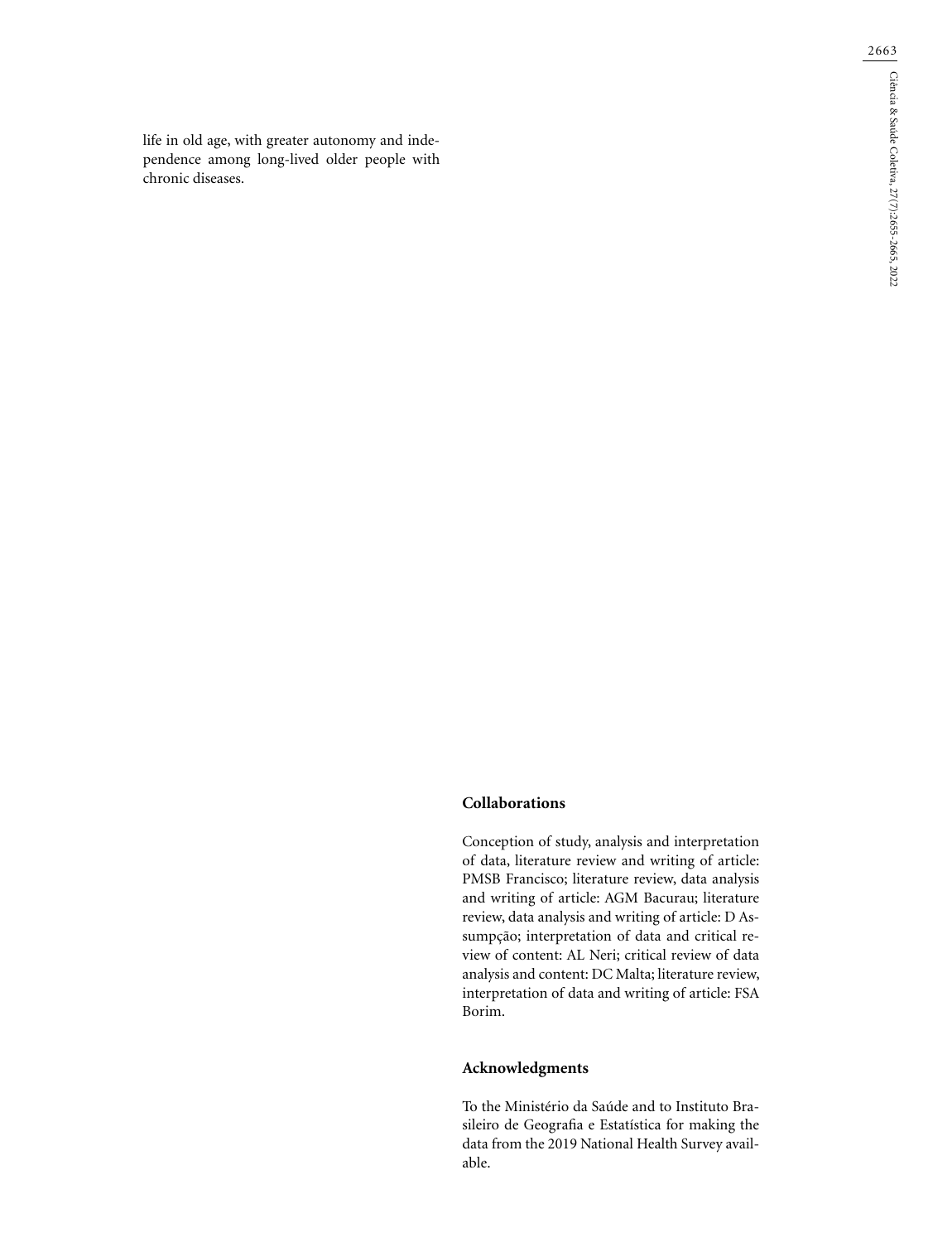life in old age, with greater autonomy and independence among long-lived older people with chronic diseases.

## Collaborations

Conception of study, analysis and interpretation of data, literature review and writing of article: PMSB Francisco; literature review, data analysis and writing of article: AGM Bacurau; literature review, data analysis and writing of article: D Assumpção; interpretation of data and critical review of content: AL Neri; critical review of data analysis and content: DC Malta; literature review, interpretation of data and writing of article: FSA Borim.

## Acknowledgments

To the Ministério da Saúde and to Instituto Brasileiro de Geografia e Estatística for making the data from the 2019 National Health Survey available.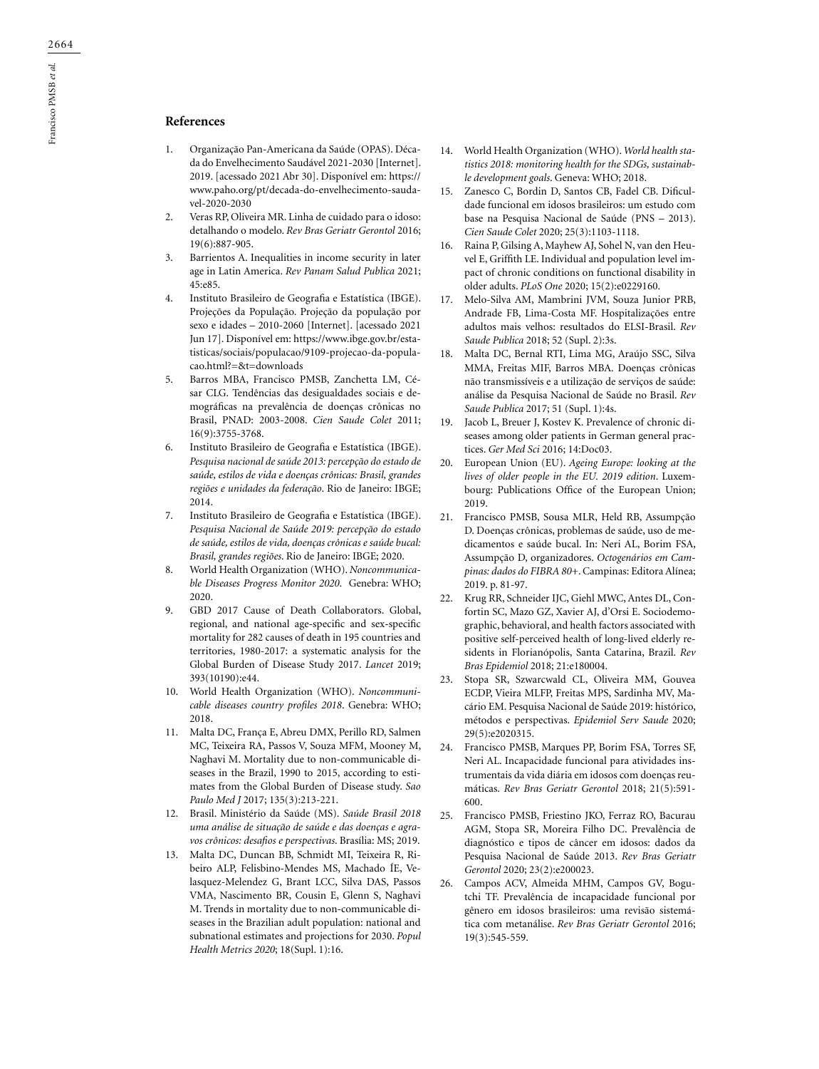## References

1. Organização Pan-Americana da Saúde (OPAS). Década do Envelhecimento Saudável 2021-2030 [Internet]. 2019. [acessado 2021 Abr 30]. Disponível em: https://www.paho.org/pt/decada-do-envelhecimento-saudavel-2020-2030
2. Veras RP, Oliveira MR. Linha de cuidado para o idoso: detalhando o modelo. *Rev Bras Geriatr Gerontol* 2016; 19(6):887-905.
3. Barrientos A. Inequalities in income security in later age in Latin America. *Rev Panam Salud Publica* 2021; 45:e85.
4. Instituto Brasileiro de Geografia e Estatística (IBGE). Projeções da População. Projeção da população por sexo e idades – 2010-2060 [Internet]. [acessado 2021 Jun 17]. Disponível em: https://www.ibge.gov.br/estatisticas/sociais/populacao/9109-projecao-da-populacao.html?=&t=downloads
5. Barros MBA, Francisco PMSB, Zanchetta LM, César CLG. Tendências das desigualdades sociais e demográficas na prevalência de doenças crônicas no Brasil, PNAD: 2003-2008. *Cien Saude Colet* 2011; 16(9):3755-3768.
6. Instituto Brasileiro de Geografia e Estatística (IBGE). *Pesquisa nacional de saúde 2013: percepção do estado de saúde, estilos de vida e doenças crônicas: Brasil, grandes regiões e unidades da federação*. Rio de Janeiro: IBGE; 2014.
7. Instituto Brasileiro de Geografia e Estatística (IBGE). *Pesquisa Nacional de Saúde 2019: percepção do estado de saúde, estilos de vida, doenças crônicas e saúde bucal: Brasil, grandes regiões*. Rio de Janeiro: IBGE; 2020.
8. World Health Organization (WHO). *Noncommunicable Diseases Progress Monitor 2020*. Genebra: WHO; 2020.
9. GBD 2017 Cause of Death Collaborators. Global, regional, and national age-specific and sex-specific mortality for 282 causes of death in 195 countries and territories, 1980-2017: a systematic analysis for the Global Burden of Disease Study 2017. *Lancet* 2019; 393(10190):e44.
10. World Health Organization (WHO). *Noncommunicable diseases country profiles 2018*. Genebra: WHO; 2018.
11. Malta DC, França E, Abreu DMX, Perillo RD, Salmen MC, Teixeira RA, Passos V, Souza MFM, Mooney M, Naghavi M. Mortality due to non-communicable diseases in the Brazil, 1990 to 2015, according to estimates from the Global Burden of Disease study. *Sao Paulo Med J* 2017; 135(3):213-221.
12. Brasil. Ministério da Saúde (MS). *Saúde Brasil 2018 uma análise de situação de saúde e das doenças e agravos crônicos: desafios e perspectivas*. Brasília: MS; 2019.
13. Malta DC, Duncan BB, Schmidt MI, Teixeira R, Ribeiro ALP, Felisbino-Mendes MS, Machado ÍE, Velasquez-Melendez G, Brant LCC, Silva DAS, Passos VMA, Nascimento BR, Cousin E, Glenn S, Naghavi M. Trends in mortality due to non-communicable diseases in the Brazilian adult population: national and subnational estimates and projections for 2030. *Popul Health Metrics 2020*; 18(Supl. 1):16.
14. World Health Organization (WHO). *World health statistics 2018: monitoring health for the SDGs, sustainable development goals*. Geneva: WHO; 2018.
15. Zanesco C, Bordin D, Santos CB, Fadel CB. Dificuldade funcional em idosos brasileiros: um estudo com base na Pesquisa Nacional de Saúde (PNS – 2013). *Cien Saude Colet* 2020; 25(3):1103-1118.
16. Raina P, Gilsing A, Mayhew AJ, Sohel N, van den Heuvel E, Griffith LE. Individual and population level impact of chronic conditions on functional disability in older adults. *PLoS One* 2020; 15(2):e0229160.
17. Melo-Silva AM, Mambrini JVM, Souza Junior PRB, Andrade FB, Lima-Costa MF. Hospitalizações entre adultos mais velhos: resultados do ELSI-Brasil. *Rev Saude Publica* 2018; 52 (Supl. 2):3s.
18. Malta DC, Bernal RTI, Lima MG, Araújo SSC, Silva MMA, Freitas MIF, Barros MBA. Doenças crônicas não transmissíveis e a utilização de serviços de saúde: análise da Pesquisa Nacional de Saúde no Brasil. *Rev Saude Publica* 2017; 51 (Supl. 1):4s.
19. Jacob L, Breuer J, Kostev K. Prevalence of chronic diseases among older patients in German general practices. *Ger Med Sci* 2016; 14:Doc03.
20. European Union (EU). *Ageing Europe: looking at the lives of older people in the EU. 2019 edition*. Luxembourg: Publications Office of the European Union; 2019.
21. Francisco PMSB, Sousa MLR, Held RB, Assumpção D. Doenças crônicas, problemas de saúde, uso de medicamentos e saúde bucal. In: Neri AL, Borim FSA, Assumpção D, organizadores. *Octogenários em Campinas: dados do FIBRA 80+*. Campinas: Editora Alínea; 2019. p. 81-97.
22. Krug RR, Schneider IJC, Giehl MWC, Antes DL, Confortin SC, Mazo GZ, Xavier AJ, d'Orsi E. Sociodemographic, behavioral, and health factors associated with positive self-perceived health of long-lived elderly residents in Florianópolis, Santa Catarina, Brazil. *Rev Bras Epidemiol* 2018; 21:e180004.
23. Stopa SR, Szwarcwald CL, Oliveira MM, Gouvea ECDP, Vieira MLFP, Freitas MPS, Sardinha MV, Macário EM. Pesquisa Nacional de Saúde 2019: histórico, métodos e perspectivas. *Epidemiol Serv Saude* 2020; 29(5):e2020315.
24. Francisco PMSB, Marques PP, Borim FSA, Torres SF, Neri AL. Incapacidade funcional para atividades instrumentais da vida diária em idosos com doenças reumáticas. *Rev Bras Geriatr Gerontol* 2018; 21(5):591-600.
25. Francisco PMSB, Friestino JKO, Ferraz RO, Bacurau AGM, Stopa SR, Moreira Filho DC. Prevalência de diagnóstico e tipos de câncer em idosos: dados da Pesquisa Nacional de Saúde 2013. *Rev Bras Geriatr Gerontol* 2020; 23(2):e200023.
26. Campos ACV, Almeida MHM, Campos GV, Bogutchi TF. Prevalência de incapacidade funcional por gênero em idosos brasileiros: uma revisão sistemática com metanálise. *Rev Bras Geriatr Gerontol* 2016; 19(3):545-559.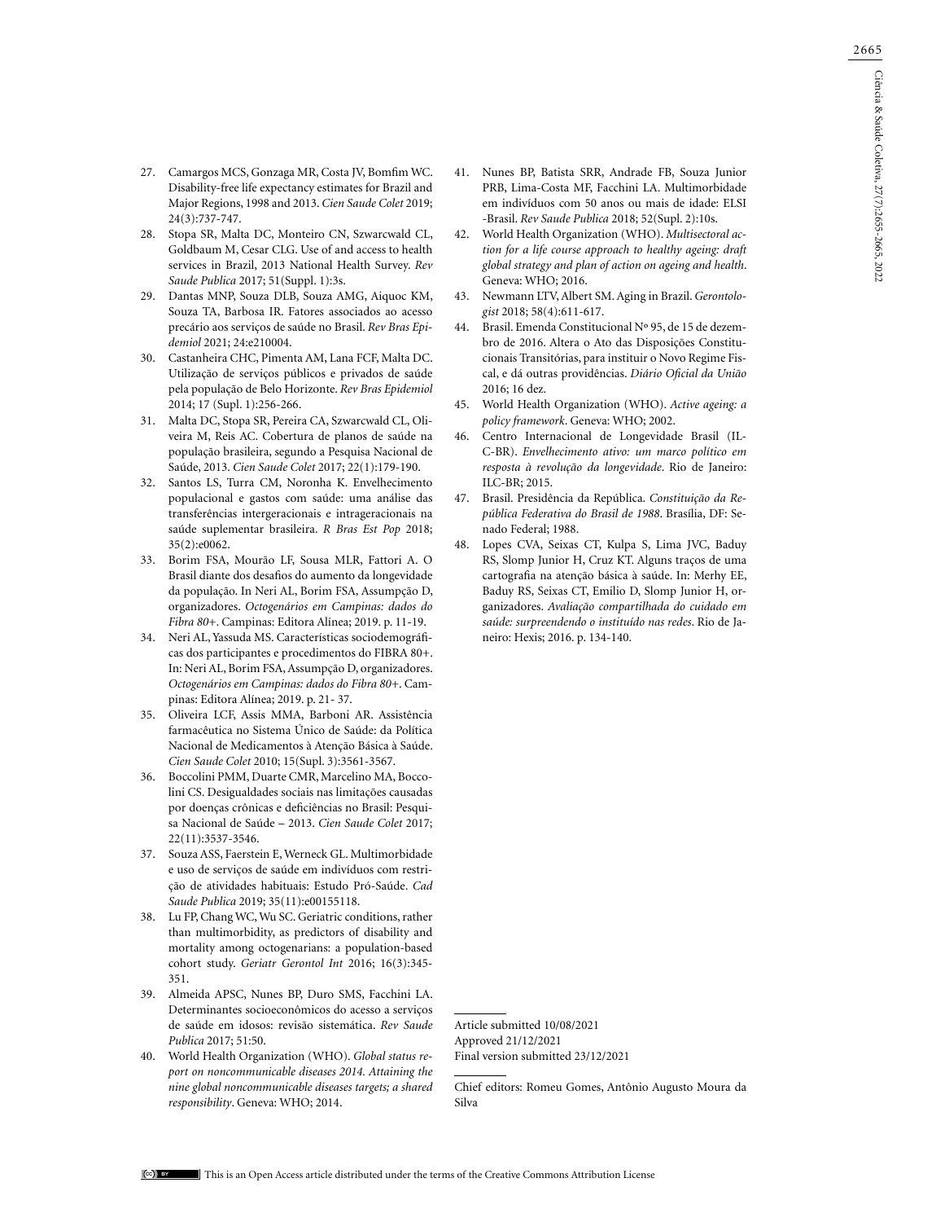27. Camargos MCS, Gonzaga MR, Costa JV, Bomfim WC. Disability-free life expectancy estimates for Brazil and Major Regions, 1998 and 2013. *Cien Saude Colet* 2019; 24(3):737-747.
28. Stopa SR, Malta DC, Monteiro CN, Szwarcwald CL, Goldbaum M, Cesar CLG. Use of and access to health services in Brazil, 2013 National Health Survey. *Rev Saude Publica* 2017; 51(Suppl. 1):3s.
29. Dantas MNP, Souza DLB, Souza AMG, Aiquoc KM, Souza TA, Barbosa IR. Fatores associados ao acesso precário aos serviços de saúde no Brasil. *Rev Bras Epidemiol* 2021; 24:e210004.
30. Castanheira CHC, Pimenta AM, Lana FCF, Malta DC. Utilização de serviços públicos e privados de saúde pela população de Belo Horizonte. *Rev Bras Epidemiol* 2014; 17 (Supl. 1):256-266.
31. Malta DC, Stopa SR, Pereira CA, Szwarcwald CL, Oliveira M, Reis AC. Cobertura de planos de saúde na população brasileira, segundo a Pesquisa Nacional de Saúde, 2013. *Cien Saude Colet* 2017; 22(1):179-190.
32. Santos LS, Turra CM, Noronha K. Envelhecimento populacional e gastos com saúde: uma análise das transferências intergeracionais e intrageracionais na saúde suplementar brasileira. *R Bras Est Pop* 2018; 35(2):e0062.
33. Borim FSA, Mourão LF, Sousa MLR, Fattori A. O Brasil diante dos desafios do aumento da longevidade da população. In Neri AL, Borim FSA, Assumpção D, organizadores. *Octogenários em Campinas: dados do Fibra 80+*. Campinas: Editora Alínea; 2019. p. 11-19.
34. Neri AL, Yassuda MS. Características sociodemográficas dos participantes e procedimentos do FIBRA 80+. In: Neri AL, Borim FSA, Assumpção D, organizadores. *Octogenários em Campinas: dados do Fibra 80+*. Campinas: Editora Alínea; 2019. p. 21- 37.
35. Oliveira LCF, Assis MMA, Barboni AR. Assistência farmacêutica no Sistema Único de Saúde: da Política Nacional de Medicamentos à Atenção Básica à Saúde. *Cien Saude Colet* 2010; 15(Supl. 3):3561-3567.
36. Boccolini PMM, Duarte CMR, Marcelino MA, Boccolini CS. Desigualdades sociais nas limitações causadas por doenças crônicas e deficiências no Brasil: Pesquisa Nacional de Saúde – 2013. *Cien Saude Colet* 2017; 22(11):3537-3546.
37. Souza ASS, Faerstein E, Werneck GL. Multimorbidade e uso de serviços de saúde em indivíduos com restrição de atividades habituais: Estudo Pró-Saúde. *Cad Saude Publica* 2019; 35(11):e00155118.
38. Lu FP, Chang WC, Wu SC. Geriatric conditions, rather than multimorbidity, as predictors of disability and mortality among octogenarians: a population-based cohort study. *Geriatr Gerontol Int* 2016; 16(3):345-351.
39. Almeida APSC, Nunes BP, Duro SMS, Facchini LA. Determinantes socioeconômicos do acesso a serviços de saúde em idosos: revisão sistemática. *Rev Saude Publica* 2017; 51:50.
40. World Health Organization (WHO). *Global status report on noncommunicable diseases 2014. Attaining the nine global noncommunicable diseases targets; a shared responsibility*. Geneva: WHO; 2014.
41. Nunes BP, Batista SRR, Andrade FB, Souza Junior PRB, Lima-Costa MF, Facchini LA. Multimorbidade em indivíduos com 50 anos ou mais de idade: ELSI -Brasil. *Rev Saude Publica* 2018; 52(Supl. 2):10s.
42. World Health Organization (WHO). *Multisectoral action for a life course approach to healthy ageing: draft global strategy and plan of action on ageing and health*. Geneva: WHO; 2016.
43. Newmann LTV, Albert SM. Aging in Brazil. *Gerontologist* 2018; 58(4):611-617.
44. Brasil. Emenda Constitucional Nº 95, de 15 de dezembro de 2016. Altera o Ato das Disposições Constitucionais Transitórias, para instituir o Novo Regime Fiscal, e dá outras providências. *Diário Oficial da União* 2016; 16 dez.
45. World Health Organization (WHO). *Active ageing: a policy framework*. Geneva: WHO; 2002.
46. Centro Internacional de Longevidade Brasil (ILC-BR). *Envelhecimento ativo: um marco político em resposta à revolução da longevidade*. Rio de Janeiro: ILC-BR; 2015.
47. Brasil. Presidência da República. *Constituição da República Federativa do Brasil de 1988*. Brasília, DF: Senado Federal; 1988.
48. Lopes CVA, Seixas CT, Kulpa S, Lima JVC, Baduy RS, Slomp Junior H, Cruz KT. Alguns traços de uma cartografia na atenção básica à saúde. In: Merhy EE, Baduy RS, Seixas CT, Emilio D, Slomp Junior H, organizadores. *Avaliação compartilhada do cuidado em saúde: surpreendendo o instituído nas redes*. Rio de Janeiro: Hexis; 2016. p. 134-140.

Article submitted 10/08/2021
Approved 21/12/2021
Final version submitted 23/12/2021

Chief editors: Romeu Gomes, Antônio Augusto Moura da Silva

This is an Open Access article distributed under the terms of the Creative Commons Attribution License